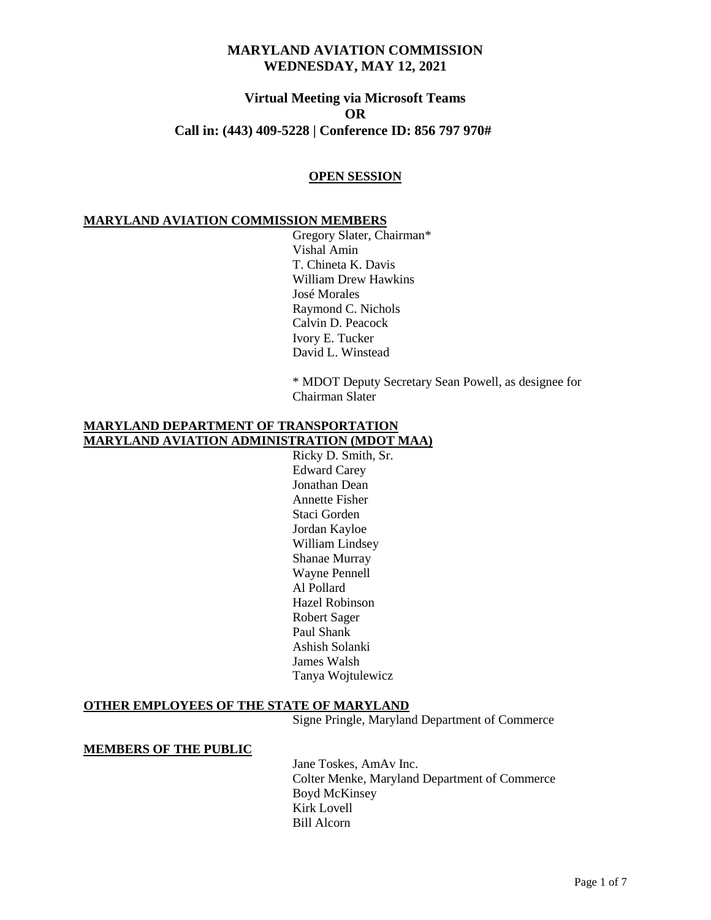# MARYLAND AVIATION COMMISSION
# WEDNESDAY, MAY 12, 2021

## Virtual Meeting via Microsoft Teams
## OR
## Call in: (443) 409-5228 | Conference ID: 856 797 970#

**OPEN SESSION**

**MARYLAND AVIATION COMMISSION MEMBERS**

Gregory Slater, Chairman*
Vishal Amin
T. Chineta K. Davis
William Drew Hawkins
José Morales
Raymond C. Nichols
Calvin D. Peacock
Ivory E. Tucker
David L. Winstead

\* MDOT Deputy Secretary Sean Powell, as designee for Chairman Slater

**MARYLAND DEPARTMENT OF TRANSPORTATION**
**MARYLAND AVIATION ADMINISTRATION (MDOT MAA)**

Ricky D. Smith, Sr.
Edward Carey
Jonathan Dean
Annette Fisher
Staci Gorden
Jordan Kayloe
William Lindsey
Shanae Murray
Wayne Pennell
Al Pollard
Hazel Robinson
Robert Sager
Paul Shank
Ashish Solanki
James Walsh
Tanya Wojtulewicz

**OTHER EMPLOYEES OF THE STATE OF MARYLAND**

Signe Pringle, Maryland Department of Commerce

**MEMBERS OF THE PUBLIC**

Jane Toskes, AmAv Inc.
Colter Menke, Maryland Department of Commerce
Boyd McKinsey
Kirk Lovell
Bill Alcorn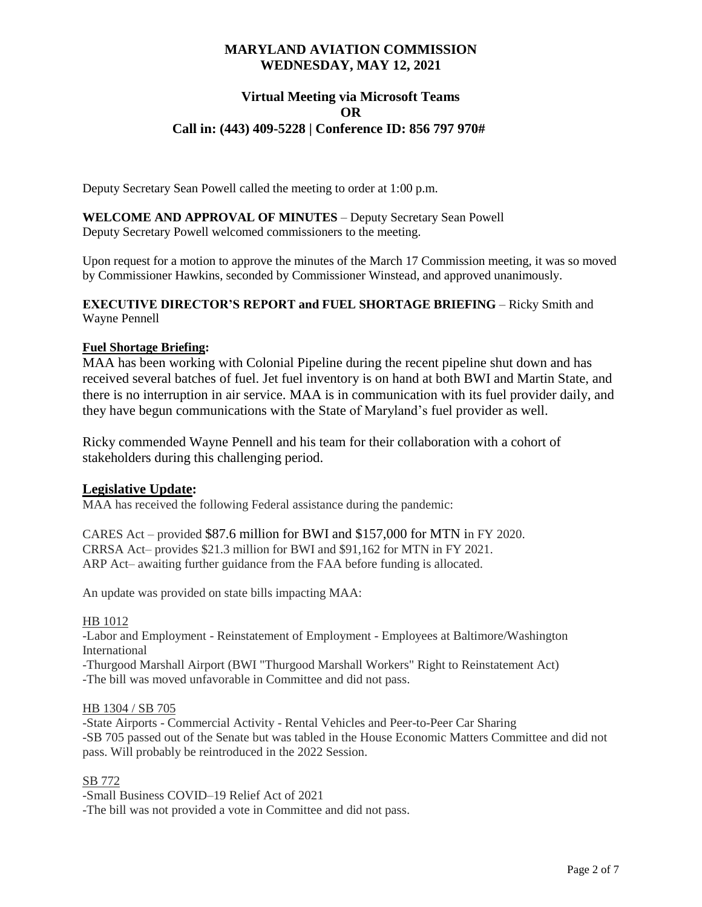# MARYLAND AVIATION COMMISSION
# WEDNESDAY, MAY 12, 2021

## Virtual Meeting via Microsoft Teams
## OR
## Call in: (443) 409-5228 | Conference ID: 856 797 970#

Deputy Secretary Sean Powell called the meeting to order at 1:00 p.m.

**WELCOME AND APPROVAL OF MINUTES** – Deputy Secretary Sean Powell
Deputy Secretary Powell welcomed commissioners to the meeting.

Upon request for a motion to approve the minutes of the March 17 Commission meeting, it was so moved by Commissioner Hawkins, seconded by Commissioner Winstead, and approved unanimously.

**EXECUTIVE DIRECTOR'S REPORT and FUEL SHORTAGE BRIEFING** – Ricky Smith and Wayne Pennell

**Fuel Shortage Briefing:**

MAA has been working with Colonial Pipeline during the recent pipeline shut down and has received several batches of fuel. Jet fuel inventory is on hand at both BWI and Martin State, and there is no interruption in air service. MAA is in communication with its fuel provider daily, and they have begun communications with the State of Maryland's fuel provider as well.

Ricky commended Wayne Pennell and his team for their collaboration with a cohort of stakeholders during this challenging period.

## Legislative Update:

MAA has received the following Federal assistance during the pandemic:

CARES Act – provided $87.6 million for BWI and $157,000 for MTN in FY 2020.
CRRSA Act– provides $21.3 million for BWI and $91,162 for MTN in FY 2021.
ARP Act– awaiting further guidance from the FAA before funding is allocated.

An update was provided on state bills impacting MAA:

HB 1012

-Labor and Employment - Reinstatement of Employment - Employees at Baltimore/Washington International
-Thurgood Marshall Airport (BWI "Thurgood Marshall Workers" Right to Reinstatement Act)
-The bill was moved unfavorable in Committee and did not pass.

HB 1304 / SB 705

-State Airports - Commercial Activity - Rental Vehicles and Peer-to-Peer Car Sharing
-SB 705 passed out of the Senate but was tabled in the House Economic Matters Committee and did not pass. Will probably be reintroduced in the 2022 Session.

SB 772

-Small Business COVID–19 Relief Act of 2021
-The bill was not provided a vote in Committee and did not pass.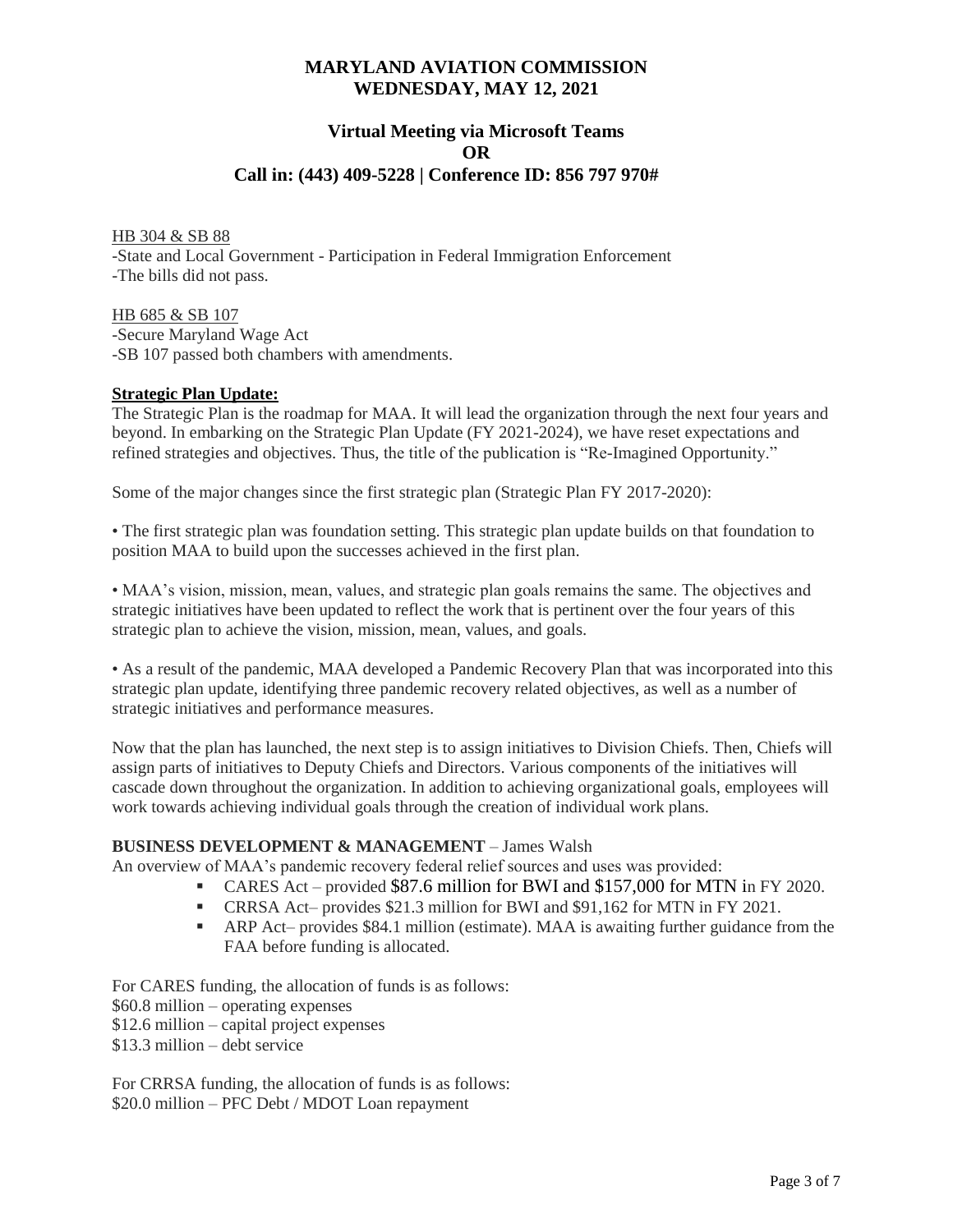# MARYLAND AVIATION COMMISSION
# WEDNESDAY, MAY 12, 2021

## Virtual Meeting via Microsoft Teams
## OR
## Call in: (443) 409-5228 | Conference ID: 856 797 970#

HB 304 & SB 88
-State and Local Government - Participation in Federal Immigration Enforcement
-The bills did not pass.

HB 685 & SB 107
-Secure Maryland Wage Act
-SB 107 passed both chambers with amendments.

**Strategic Plan Update:**
The Strategic Plan is the roadmap for MAA. It will lead the organization through the next four years and beyond. In embarking on the Strategic Plan Update (FY 2021-2024), we have reset expectations and refined strategies and objectives. Thus, the title of the publication is "Re-Imagined Opportunity."

Some of the major changes since the first strategic plan (Strategic Plan FY 2017-2020):

• The first strategic plan was foundation setting. This strategic plan update builds on that foundation to position MAA to build upon the successes achieved in the first plan.

• MAA's vision, mission, mean, values, and strategic plan goals remains the same. The objectives and strategic initiatives have been updated to reflect the work that is pertinent over the four years of this strategic plan to achieve the vision, mission, mean, values, and goals.

• As a result of the pandemic, MAA developed a Pandemic Recovery Plan that was incorporated into this strategic plan update, identifying three pandemic recovery related objectives, as well as a number of strategic initiatives and performance measures.

Now that the plan has launched, the next step is to assign initiatives to Division Chiefs. Then, Chiefs will assign parts of initiatives to Deputy Chiefs and Directors. Various components of the initiatives will cascade down throughout the organization. In addition to achieving organizational goals, employees will work towards achieving individual goals through the creation of individual work plans.

**BUSINESS DEVELOPMENT & MANAGEMENT** – James Walsh
An overview of MAA's pandemic recovery federal relief sources and uses was provided:

- CARES Act – provided $87.6 million for BWI and $157,000 for MTN in FY 2020.
- CRRSA Act– provides $21.3 million for BWI and $91,162 for MTN in FY 2021.
- ARP Act– provides $84.1 million (estimate). MAA is awaiting further guidance from the FAA before funding is allocated.

For CARES funding, the allocation of funds is as follows:
$60.8 million – operating expenses
$12.6 million – capital project expenses
$13.3 million – debt service

For CRRSA funding, the allocation of funds is as follows:
$20.0 million – PFC Debt / MDOT Loan repayment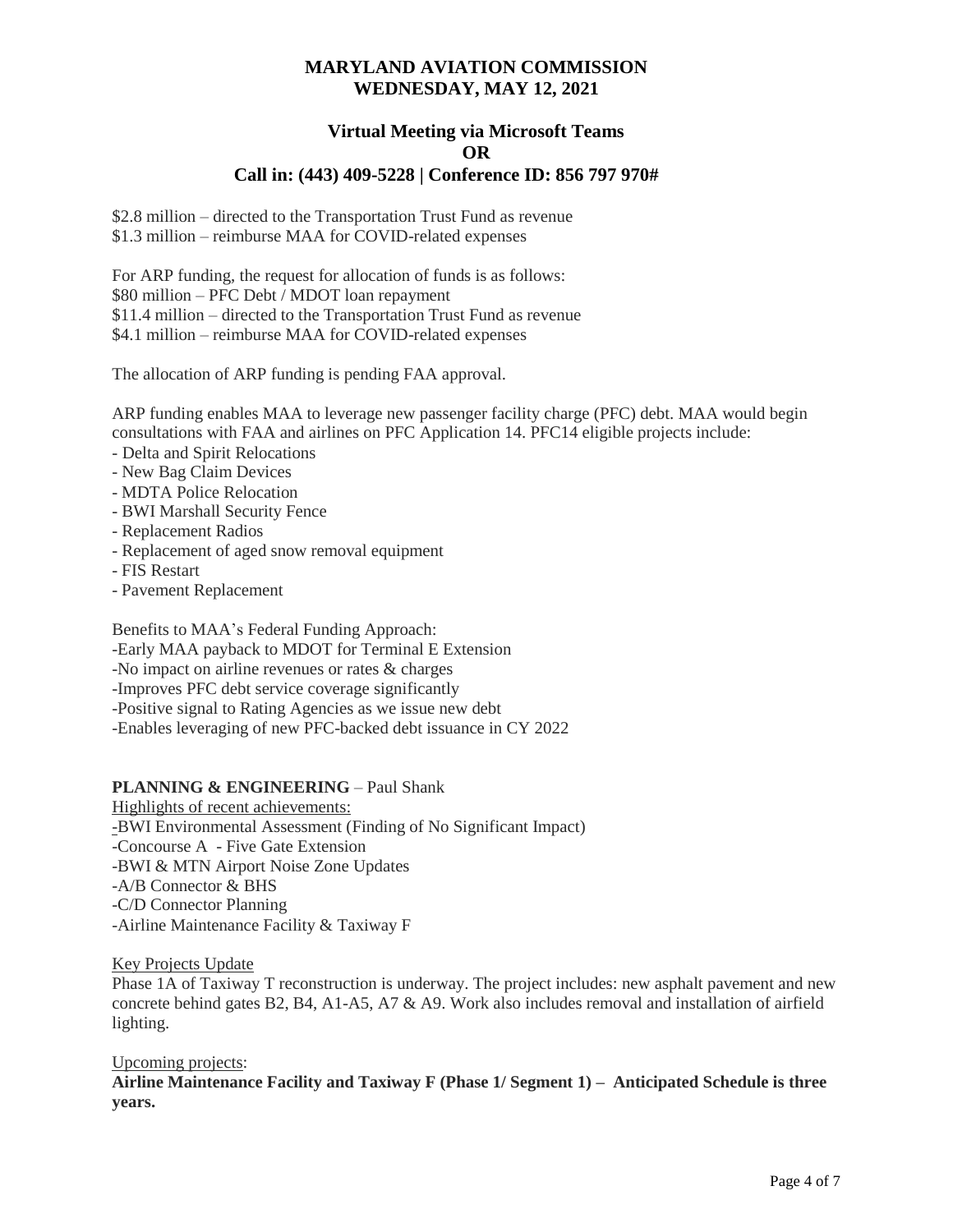# MARYLAND AVIATION COMMISSION
## WEDNESDAY, MAY 12, 2021

### Virtual Meeting via Microsoft Teams
### OR
### Call in: (443) 409-5228 | Conference ID: 856 797 970#

$2.8 million – directed to the Transportation Trust Fund as revenue
$1.3 million – reimburse MAA for COVID-related expenses

For ARP funding, the request for allocation of funds is as follows:
$80 million – PFC Debt / MDOT loan repayment
$11.4 million – directed to the Transportation Trust Fund as revenue
$4.1 million – reimburse MAA for COVID-related expenses

The allocation of ARP funding is pending FAA approval.

ARP funding enables MAA to leverage new passenger facility charge (PFC) debt. MAA would begin consultations with FAA and airlines on PFC Application 14. PFC14 eligible projects include:

- Delta and Spirit Relocations
- New Bag Claim Devices
- MDTA Police Relocation
- BWI Marshall Security Fence
- Replacement Radios
- Replacement of aged snow removal equipment
- FIS Restart
- Pavement Replacement

Benefits to MAA's Federal Funding Approach:

- Early MAA payback to MDOT for Terminal E Extension
- No impact on airline revenues or rates & charges
- Improves PFC debt service coverage significantly
- Positive signal to Rating Agencies as we issue new debt
- Enables leveraging of new PFC-backed debt issuance in CY 2022

**PLANNING & ENGINEERING** – Paul Shank

Highlights of recent achievements:

- BWI Environmental Assessment (Finding of No Significant Impact)
- Concourse A - Five Gate Extension
- BWI & MTN Airport Noise Zone Updates
- A/B Connector & BHS
- C/D Connector Planning
- Airline Maintenance Facility & Taxiway F

Key Projects Update

Phase 1A of Taxiway T reconstruction is underway. The project includes: new asphalt pavement and new concrete behind gates B2, B4, A1-A5, A7 & A9. Work also includes removal and installation of airfield lighting.

Upcoming projects:

**Airline Maintenance Facility and Taxiway F (Phase 1/ Segment 1) – Anticipated Schedule is three years.**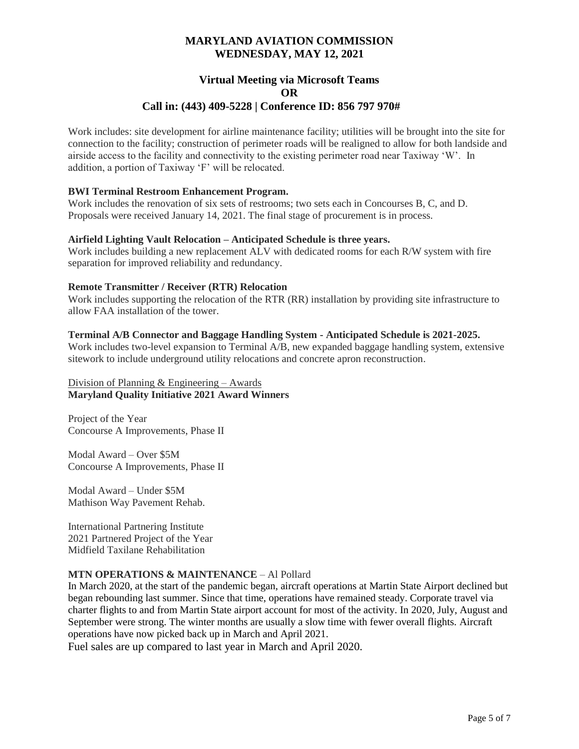Work includes: site development for airline maintenance facility; utilities will be brought into the site for connection to the facility; construction of perimeter roads will be realigned to allow for both landside and airside access to the facility and connectivity to the existing perimeter road near Taxiway 'W'. In addition, a portion of Taxiway 'F' will be relocated.

**BWI Terminal Restroom Enhancement Program.**
Work includes the renovation of six sets of restrooms; two sets each in Concourses B, C, and D. Proposals were received January 14, 2021. The final stage of procurement is in process.

**Airfield Lighting Vault Relocation – Anticipated Schedule is three years.**
Work includes building a new replacement ALV with dedicated rooms for each R/W system with fire separation for improved reliability and redundancy.

**Remote Transmitter / Receiver (RTR) Relocation**
Work includes supporting the relocation of the RTR (RR) installation by providing site infrastructure to allow FAA installation of the tower.

**Terminal A/B Connector and Baggage Handling System - Anticipated Schedule is 2021-2025.**
Work includes two-level expansion to Terminal A/B, new expanded baggage handling system, extensive sitework to include underground utility relocations and concrete apron reconstruction.

Division of Planning & Engineering – Awards
**Maryland Quality Initiative 2021 Award Winners**

Project of the Year
Concourse A Improvements, Phase II

Modal Award – Over \$5M
Concourse A Improvements, Phase II

Modal Award – Under \$5M
Mathison Way Pavement Rehab.

International Partnering Institute
2021 Partnered Project of the Year
Midfield Taxilane Rehabilitation

**MTN OPERATIONS & MAINTENANCE** – Al Pollard
In March 2020, at the start of the pandemic began, aircraft operations at Martin State Airport declined but began rebounding last summer. Since that time, operations have remained steady. Corporate travel via charter flights to and from Martin State airport account for most of the activity. In 2020, July, August and September were strong. The winter months are usually a slow time with fewer overall flights. Aircraft operations have now picked back up in March and April 2021.
Fuel sales are up compared to last year in March and April 2020.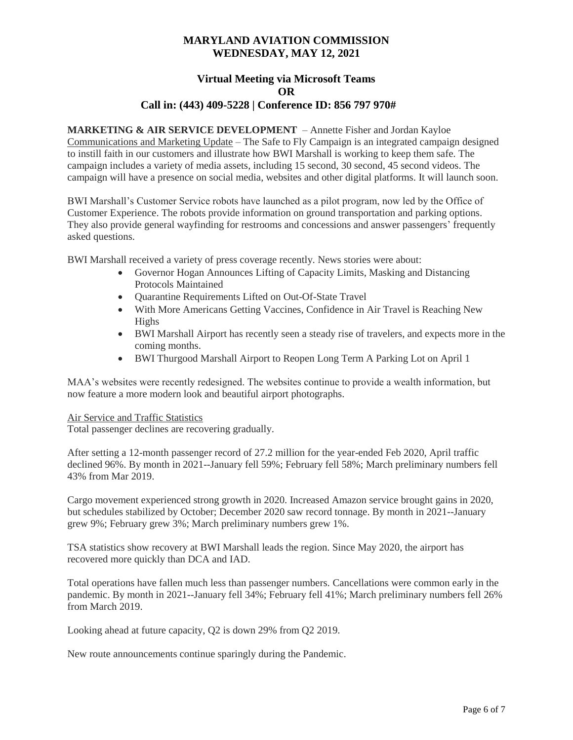**MARYLAND AVIATION COMMISSION**
**WEDNESDAY, MAY 12, 2021**

**Virtual Meeting via Microsoft Teams**
**OR**
**Call in: (443) 409-5228 | Conference ID: 856 797 970#**

**MARKETING & AIR SERVICE DEVELOPMENT** – Annette Fisher and Jordan Kayloe

Communications and Marketing Update – The Safe to Fly Campaign is an integrated campaign designed to instill faith in our customers and illustrate how BWI Marshall is working to keep them safe. The campaign includes a variety of media assets, including 15 second, 30 second, 45 second videos. The campaign will have a presence on social media, websites and other digital platforms. It will launch soon.

BWI Marshall's Customer Service robots have launched as a pilot program, now led by the Office of Customer Experience. The robots provide information on ground transportation and parking options. They also provide general wayfinding for restrooms and concessions and answer passengers' frequently asked questions.

BWI Marshall received a variety of press coverage recently. News stories were about:

- Governor Hogan Announces Lifting of Capacity Limits, Masking and Distancing Protocols Maintained
- Quarantine Requirements Lifted on Out-Of-State Travel
- With More Americans Getting Vaccines, Confidence in Air Travel is Reaching New Highs
- BWI Marshall Airport has recently seen a steady rise of travelers, and expects more in the coming months.
- BWI Thurgood Marshall Airport to Reopen Long Term A Parking Lot on April 1

MAA's websites were recently redesigned. The websites continue to provide a wealth information, but now feature a more modern look and beautiful airport photographs.

Air Service and Traffic Statistics

Total passenger declines are recovering gradually.

After setting a 12-month passenger record of 27.2 million for the year-ended Feb 2020, April traffic declined 96%. By month in 2021--January fell 59%; February fell 58%; March preliminary numbers fell 43% from Mar 2019.

Cargo movement experienced strong growth in 2020. Increased Amazon service brought gains in 2020, but schedules stabilized by October; December 2020 saw record tonnage. By month in 2021--January grew 9%; February grew 3%; March preliminary numbers grew 1%.

TSA statistics show recovery at BWI Marshall leads the region. Since May 2020, the airport has recovered more quickly than DCA and IAD.

Total operations have fallen much less than passenger numbers. Cancellations were common early in the pandemic. By month in 2021--January fell 34%; February fell 41%; March preliminary numbers fell 26% from March 2019.

Looking ahead at future capacity, Q2 is down 29% from Q2 2019.

New route announcements continue sparingly during the Pandemic.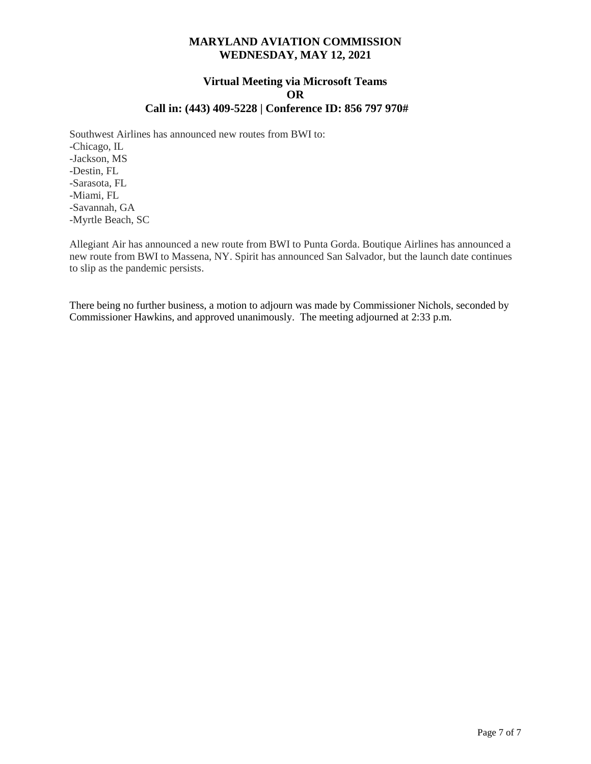**MARYLAND AVIATION COMMISSION**
**WEDNESDAY, MAY 12, 2021**

**Virtual Meeting via Microsoft Teams**
**OR**
**Call in: (443) 409-5228 | Conference ID: 856 797 970#**

Southwest Airlines has announced new routes from BWI to:
-Chicago, IL
-Jackson, MS
-Destin, FL
-Sarasota, FL
-Miami, FL
-Savannah, GA
-Myrtle Beach, SC

Allegiant Air has announced a new route from BWI to Punta Gorda. Boutique Airlines has announced a new route from BWI to Massena, NY. Spirit has announced San Salvador, but the launch date continues to slip as the pandemic persists.

There being no further business, a motion to adjourn was made by Commissioner Nichols, seconded by Commissioner Hawkins, and approved unanimously. The meeting adjourned at 2:33 p.m.